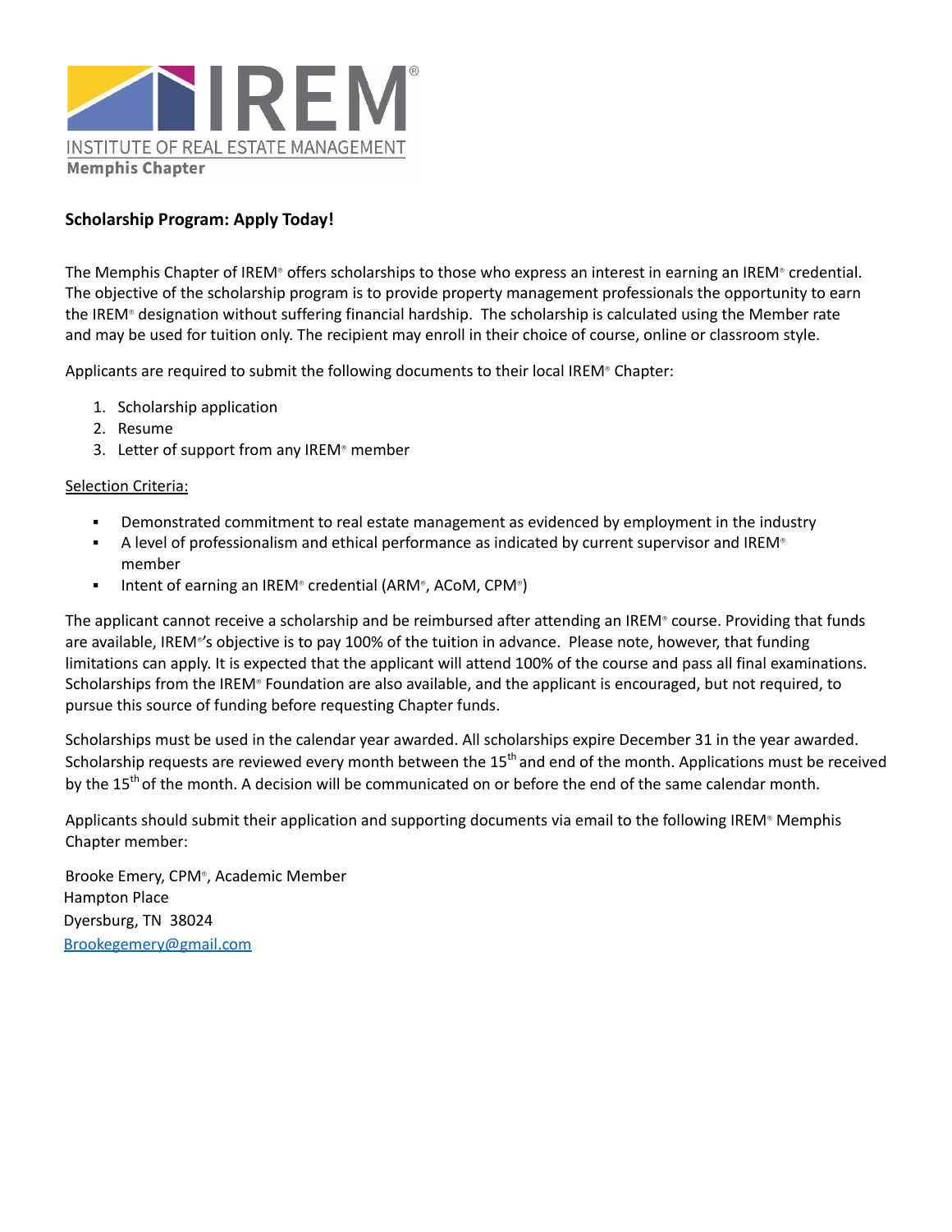IREM®

INSTITUTE OF REAL ESTATE MANAGEMENT

Memphis Chapter

**Scholarship Program: Apply Today!**

The Memphis Chapter of IREM® offers scholarships to those who express an interest in earning an IREM® credential. The objective of the scholarship program is to provide property management professionals the opportunity to earn the IREM® designation without suffering financial hardship. The scholarship is calculated using the Member rate and may be used for tuition only. The recipient may enroll in their choice of course, online or classroom style.

Applicants are required to submit the following documents to their local IREM® Chapter:

1. Scholarship application
2. Resume
3. Letter of support from any IREM® member

Selection Criteria:

- Demonstrated commitment to real estate management as evidenced by employment in the industry
- A level of professionalism and ethical performance as indicated by current supervisor and IREM® member
- Intent of earning an IREM® credential (ARM®, ACoM, CPM®)

The applicant cannot receive a scholarship and be reimbursed after attending an IREM® course. Providing that funds are available, IREM®'s objective is to pay 100% of the tuition in advance. Please note, however, that funding limitations can apply. It is expected that the applicant will attend 100% of the course and pass all final examinations. Scholarships from the IREM® Foundation are also available, and the applicant is encouraged, but not required, to pursue this source of funding before requesting Chapter funds.

Scholarships must be used in the calendar year awarded. All scholarships expire December 31 in the year awarded. Scholarship requests are reviewed every month between the 15th and end of the month. Applications must be received by the 15th of the month. A decision will be communicated on or before the end of the same calendar month.

Applicants should submit their application and supporting documents via email to the following IREM® Memphis Chapter member:

Brooke Emery, CPM®, Academic Member
Hampton Place
Dyersburg, TN 38024
Brookegemery@gmail.com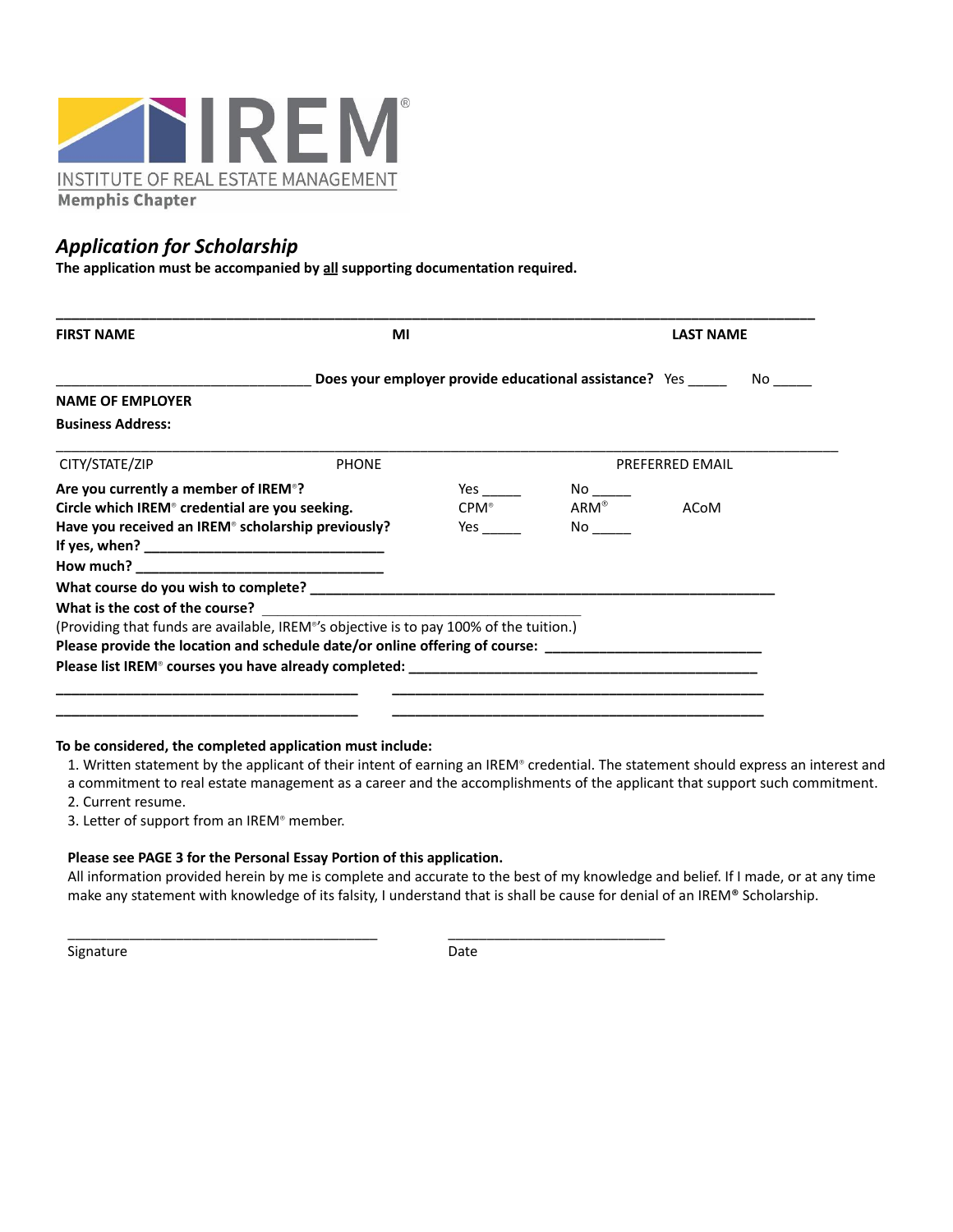IREM®

INSTITUTE OF REAL ESTATE MANAGEMENT

**Memphis Chapter**

## *Application for Scholarship*

**The application must be accompanied by all supporting documentation required.**

______________________________________________________________________________________

**FIRST NAME** **MI** **LAST NAME**

_______________________________ **Does your employer provide educational assistance?** Yes _____ No _____

**NAME OF EMPLOYER**

**Business Address:**

______________________________________________________________________________________

CITY/STATE/ZIP PHONE PREFERRED EMAIL

**Are you currently a member of IREM®?** Yes _____ No _____

**Circle which IREM® credential are you seeking.** CPM® ARM® ACoM

**Have you received an IREM® scholarship previously?** Yes _____ No _____

**If yes, when?** _______________________________

**How much?** _______________________________

**What course do you wish to complete?** ____________________________________________________________

**What is the cost of the course?** ______________________________________

(Providing that funds are available, IREM®'s objective is to pay 100% of the tuition.)

**Please provide the location and schedule date/or online offering of course:** ___________________________

**Please list IREM® courses you have already completed:** _____________________________________________

_____________________________________ _____________________________________________

_____________________________________ _____________________________________________

**To be considered, the completed application must include:**

1. Written statement by the applicant of their intent of earning an IREM® credential. The statement should express an interest and a commitment to real estate management as a career and the accomplishments of the applicant that support such commitment.
2. Current resume.
3. Letter of support from an IREM® member.

**Please see PAGE 3 for the Personal Essay Portion of this application.**

All information provided herein by me is complete and accurate to the best of my knowledge and belief. If I made, or at any time make any statement with knowledge of its falsity, I understand that is shall be cause for denial of an IREM® Scholarship.

_________________________________________ ____________________________

Signature Date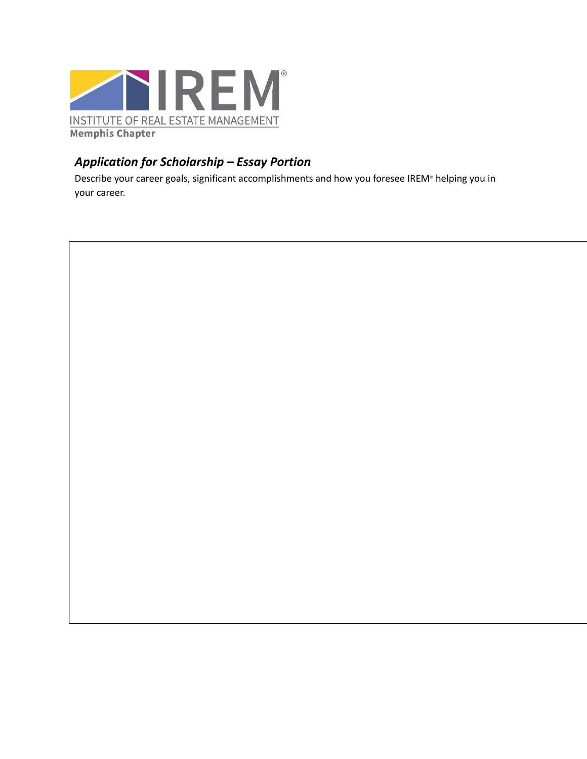IREM®

INSTITUTE OF REAL ESTATE MANAGEMENT

**Memphis Chapter**

## *Application for Scholarship – Essay Portion*

Describe your career goals, significant accomplishments and how you foresee IREM® helping you in your career.